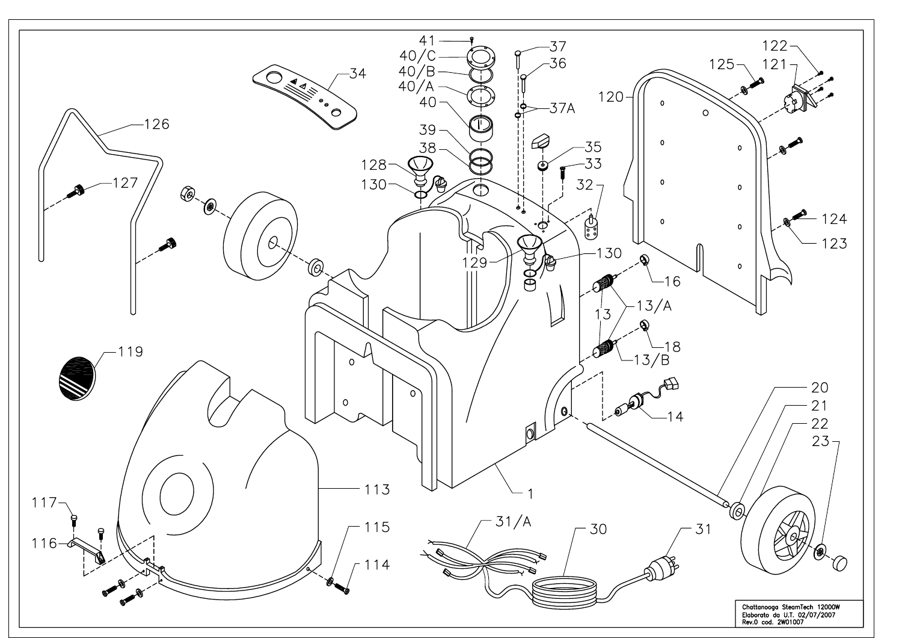Chattanooga SteamTech 12000W
Elaborato da U.T. 02/07/2007
Rev.0 cod. 2W01007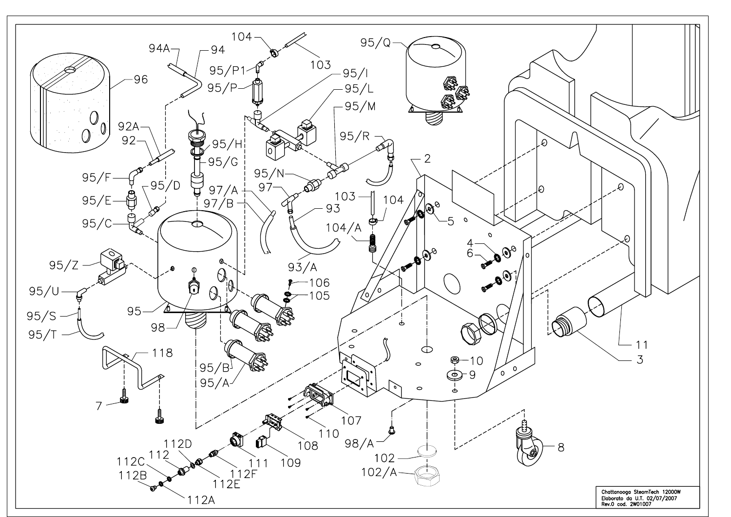Chattanooga SteamTech 12000W
Elaborato da U.T. 02/07/2007
Rev.0 cod. 2W01007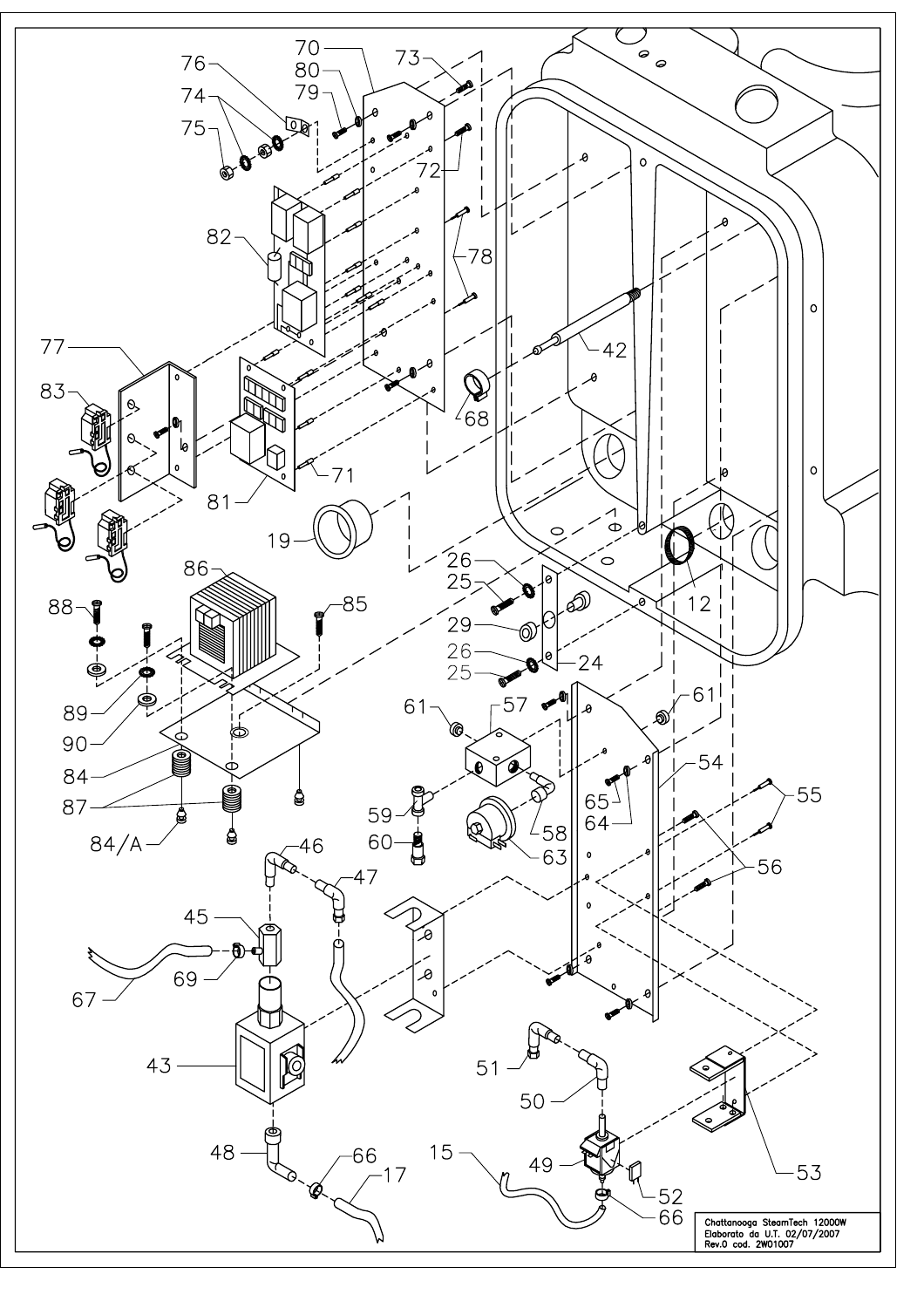Chattanooga SteamTech 12000W
Elaborato da U.T. 02/07/2007
Rev.0 cod. 2W01007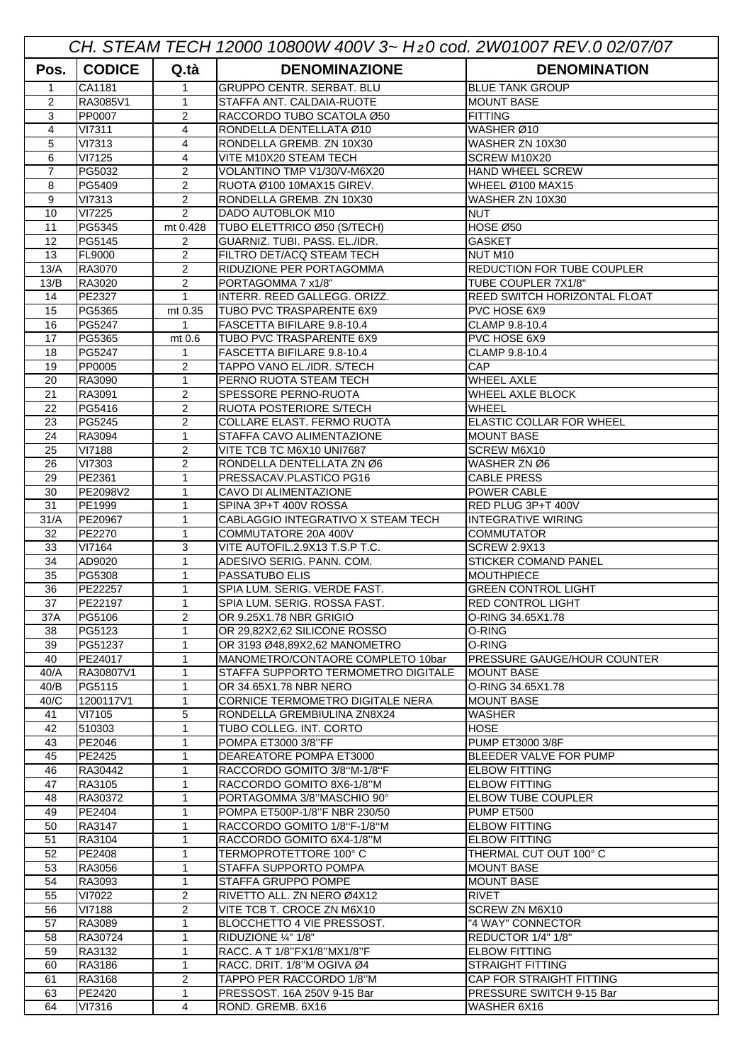*CH. STEAM TECH 12000 10800W 400V 3~ $H_2O$ cod. 2W01007 REV.0 02/07/07*

| Pos. | CODICE | Q.tà | DENOMINAZIONE | DENOMINATION |
|---|---|---|---|---|
| 1 | CA1181 | 1 | GRUPPO CENTR. SERBAT. BLU | BLUE TANK GROUP |
| 2 | RA3085V1 | 1 | STAFFA ANT. CALDAIA-RUOTE | MOUNT BASE |
| 3 | PP0007 | 2 | RACCORDO TUBO SCATOLA Ø50 | FITTING |
| 4 | VI7311 | 4 | RONDELLA DENTELLATA Ø10 | WASHER Ø10 |
| 5 | VI7313 | 4 | RONDELLA GREMB. ZN 10X30 | WASHER ZN 10X30 |
| 6 | VI7125 | 4 | VITE M10X20 STEAM TECH | SCREW M10X20 |
| 7 | PG5032 | 2 | VOLANTINO TMP V1/30/V-M6X20 | HAND WHEEL SCREW |
| 8 | PG5409 | 2 | RUOTA Ø100 10MAX15 GIREV. | WHEEL Ø100 MAX15 |
| 9 | VI7313 | 2 | RONDELLA GREMB. ZN 10X30 | WASHER ZN 10X30 |
| 10 | VI7225 | 2 | DADO AUTOBLOK M10 | NUT |
| 11 | PG5345 | mt 0.428 | TUBO ELETTRICO Ø50 (S/TECH) | HOSE Ø50 |
| 12 | PG5145 | 2 | GUARNIZ. TUBI. PASS. EL./IDR. | GASKET |
| 13 | FL9000 | 2 | FILTRO DET/ACQ STEAM TECH | NUT M10 |
| 13/A | RA3070 | 2 | RIDUZIONE PER PORTAGOMMA | REDUCTION FOR TUBE COUPLER |
| 13/B | RA3020 | 2 | PORTAGOMMA 7 x1/8" | TUBE COUPLER 7X1/8" |
| 14 | PE2327 | 1 | INTERR. REED GALLEGG. ORIZZ. | REED SWITCH HORIZONTAL FLOAT |
| 15 | PG5365 | mt 0.35 | TUBO PVC TRASPARENTE 6X9 | PVC HOSE 6X9 |
| 16 | PG5247 | 1 | FASCETTA BIFILARE 9.8-10.4 | CLAMP 9.8-10.4 |
| 17 | PG5365 | mt 0.6 | TUBO PVC TRASPARENTE 6X9 | PVC HOSE 6X9 |
| 18 | PG5247 | 1 | FASCETTA BIFILARE 9.8-10.4 | CLAMP 9.8-10.4 |
| 19 | PP0005 | 2 | TAPPO VANO EL./IDR. S/TECH | CAP |
| 20 | RA3090 | 1 | PERNO RUOTA STEAM TECH | WHEEL AXLE |
| 21 | RA3091 | 2 | SPESSORE PERNO-RUOTA | WHEEL AXLE BLOCK |
| 22 | PG5416 | 2 | RUOTA POSTERIORE S/TECH | WHEEL |
| 23 | PG5245 | 2 | COLLARE ELAST. FERMO RUOTA | ELASTIC COLLAR FOR WHEEL |
| 24 | RA3094 | 1 | STAFFA CAVO ALIMENTAZIONE | MOUNT BASE |
| 25 | VI7188 | 2 | VITE TCB TC M6X10 UNI7687 | SCREW M6X10 |
| 26 | VI7303 | 2 | RONDELLA DENTELLATA ZN Ø6 | WASHER ZN Ø6 |
| 29 | PE2361 | 1 | PRESSACAV.PLASTICO PG16 | CABLE PRESS |
| 30 | PE2098V2 | 1 | CAVO DI ALIMENTAZIONE | POWER CABLE |
| 31 | PE1999 | 1 | SPINA 3P+T 400V ROSSA | RED PLUG 3P+T 400V |
| 31/A | PE20967 | 1 | CABLAGGIO INTEGRATIVO X STEAM TECH | INTEGRATIVE WIRING |
| 32 | PE2270 | 1 | COMMUTATORE 20A 400V | COMMUTATOR |
| 33 | VI7164 | 3 | VITE AUTOFIL.2.9X13 T.S.P T.C. | SCREW 2.9X13 |
| 34 | AD9020 | 1 | ADESIVO SERIG. PANN. COM. | STICKER COMAND PANEL |
| 35 | PG5308 | 1 | PASSATUBO ELIS | MOUTHPIECE |
| 36 | PE22257 | 1 | SPIA LUM. SERIG. VERDE FAST. | GREEN CONTROL LIGHT |
| 37 | PE22197 | 1 | SPIA LUM. SERIG. ROSSA FAST. | RED CONTROL LIGHT |
| 37A | PG5106 | 2 | OR 9.25X1.78 NBR GRIGIO | O-RING 34.65X1.78 |
| 38 | PG5123 | 1 | OR 29,82X2,62 SILICONE ROSSO | O-RING |
| 39 | PG51237 | 1 | OR 3193 Ø48,89X2,62 MANOMETRO | O-RING |
| 40 | PE24017 | 1 | MANOMETRO/CONTAORE COMPLETO 10bar | PRESSURE GAUGE/HOUR COUNTER |
| 40/A | RA30807V1 | 1 | STAFFA SUPPORTO TERMOMETRO DIGITALE | MOUNT BASE |
| 40/B | PG5115 | 1 | OR 34.65X1.78 NBR NERO | O-RING 34.65X1.78 |
| 40/C | 1200117V1 | 1 | CORNICE TERMOMETRO DIGITALE NERA | MOUNT BASE |
| 41 | VI7105 | 5 | RONDELLA GREMBIULINA ZN8X24 | WASHER |
| 42 | 510303 | 1 | TUBO COLLEG. INT. CORTO | HOSE |
| 43 | PE2046 | 1 | POMPA ET3000 3/8"FF | PUMP ET3000 3/8F |
| 45 | PE2425 | 1 | DEAREATORE POMPA ET3000 | BLEEDER VALVE FOR PUMP |
| 46 | RA30442 | 1 | RACCORDO GOMITO 3/8"M-1/8"F | ELBOW FITTING |
| 47 | RA3105 | 1 | RACCORDO GOMITO 8X6-1/8"M | ELBOW FITTING |
| 48 | RA30372 | 1 | PORTAGOMMA 3/8"MASCHIO 90° | ELBOW TUBE COUPLER |
| 49 | PE2404 | 1 | POMPA ET500P-1/8"F NBR 230/50 | PUMP ET500 |
| 50 | RA3147 | 1 | RACCORDO GOMITO 1/8"F-1/8"M | ELBOW FITTING |
| 51 | RA3104 | 1 | RACCORDO GOMITO 6X4-1/8"M | ELBOW FITTING |
| 52 | PE2408 | 1 | TERMOPROTETTORE 100° C | THERMAL CUT OUT 100° C |
| 53 | RA3056 | 1 | STAFFA SUPPORTO POMPA | MOUNT BASE |
| 54 | RA3093 | 1 | STAFFA GRUPPO POMPE | MOUNT BASE |
| 55 | VI7022 | 2 | RIVETTO ALL. ZN NERO Ø4X12 | RIVET |
| 56 | VI7188 | 2 | VITE TCB T. CROCE ZN M6X10 | SCREW ZN M6X10 |
| 57 | RA3089 | 1 | BLOCCHETTO 4 VIE PRESSOST. | "4 WAY" CONNECTOR |
| 58 | RA30724 | 1 | RIDUZIONE ¼" 1/8" | REDUCTOR 1/4" 1/8" |
| 59 | RA3132 | 1 | RACC. A T 1/8"FX1/8"MX1/8"F | ELBOW FITTING |
| 60 | RA3186 | 1 | RACC. DRIT. 1/8"M OGIVA Ø4 | STRAIGHT FITTING |
| 61 | RA3168 | 2 | TAPPO PER RACCORDO 1/8"M | CAP FOR STRAIGHT FITTING |
| 63 | PE2420 | 1 | PRESSOST. 16A 250V 9-15 Bar | PRESSURE SWITCH 9-15 Bar |
| 64 | VI7316 | 4 | ROND. GREMB. 6X16 | WASHER 6X16 |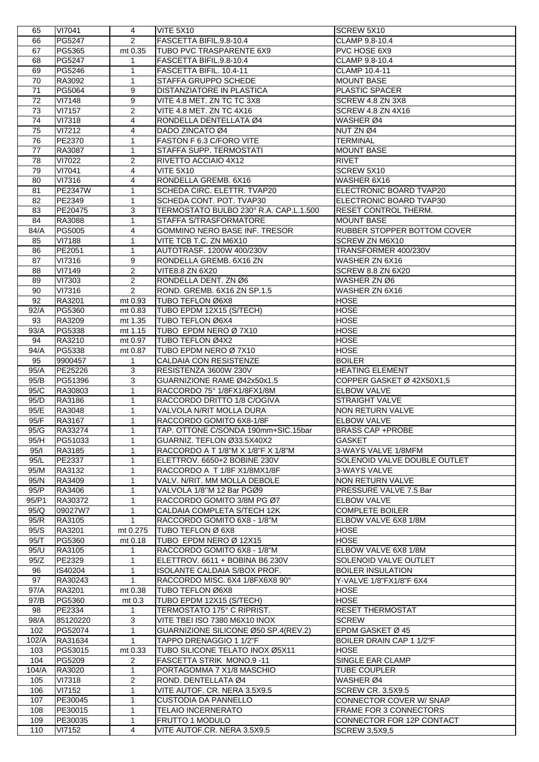| 65 | VI7041 | 4 | VITE 5X10 | SCREW 5X10 |
|---|---|---|---|---|
| 66 | PG5247 | 2 | FASCETTA BIFIL.9.8-10.4 | CLAMP 9.8-10.4 |
| 67 | PG5365 | mt 0.35 | TUBO PVC TRASPARENTE 6X9 | PVC HOSE 6X9 |
| 68 | PG5247 | 1 | FASCETTA BIFIL.9.8-10.4 | CLAMP 9.8-10.4 |
| 69 | PG5246 | 1 | FASCETTA BIFIL. 10.4-11 | CLAMP 10.4-11 |
| 70 | RA3092 | 1 | STAFFA GRUPPO SCHEDE | MOUNT BASE |
| 71 | PG5064 | 9 | DISTANZIATORE IN PLASTICA | PLASTIC SPACER |
| 72 | VI7148 | 9 | VITE 4.8 MET. ZN TC TC 3X8 | SCREW 4.8 ZN 3X8 |
| 73 | VI7157 | 2 | VITE 4.8 MET. ZN TC 4X16 | SCREW 4.8 ZN 4X16 |
| 74 | VI7318 | 4 | RONDELLA DENTELLATA Ø4 | WASHER Ø4 |
| 75 | VI7212 | 4 | DADO ZINCATO Ø4 | NUT ZN Ø4 |
| 76 | PE2370 | 1 | FASTON F 6.3 C/FORO VITE | TERMINAL |
| 77 | RA3087 | 1 | STAFFA SUPP. TERMOSTATI | MOUNT BASE |
| 78 | VI7022 | 2 | RIVETTO ACCIAIO 4X12 | RIVET |
| 79 | VI7041 | 4 | VITE 5X10 | SCREW 5X10 |
| 80 | VI7316 | 4 | RONDELLA GREMB. 6X16 | WASHER 6X16 |
| 81 | PE2347W | 1 | SCHEDA CIRC. ELETTR. TVAP20 | ELECTRONIC BOARD TVAP20 |
| 82 | PE2349 | 1 | SCHEDA CONT. POT. TVAP30 | ELECTRONIC BOARD TVAP30 |
| 83 | PE20475 | 3 | TERMOSTATO BULBO 230° R.A. CAP.L.1.500 | RESET CONTROL THERM. |
| 84 | RA3088 | 1 | STAFFA S/TRASFORMATORE | MOUNT BASE |
| 84/A | PG5005 | 4 | GOMMINO NERO BASE INF. TRESOR | RUBBER STOPPER BOTTOM COVER |
| 85 | VI7188 | 1 | VITE TCB T.C. ZN M6X10 | SCREW ZN M6X10 |
| 86 | PE2051 | 1 | AUTOTRASF. 1200W 400/230V | TRANSFORMER 400/230V |
| 87 | VI7316 | 9 | RONDELLA GREMB. 6X16 ZN | WASHER ZN 6X16 |
| 88 | VI7149 | 2 | VITE8.8 ZN 6X20 | SCREW 8.8 ZN 6X20 |
| 89 | VI7303 | 2 | RONDELLA DENT. ZN Ø6 | WASHER ZN Ø6 |
| 90 | VI7316 | 2 | ROND. GREMB. 6X16 ZN SP.1.5 | WASHER ZN 6X16 |
| 92 | RA3201 | mt 0.93 | TUBO TEFLON Ø6X8 | HOSE |
| 92/A | PG5360 | mt 0.83 | TUBO EPDM 12X15 (S/TECH) | HOSE |
| 93 | RA3209 | mt 1.35 | TUBO TEFLON Ø6X4 | HOSE |
| 93/A | PG5338 | mt 1.15 | TUBO EPDM NERO Ø 7X10 | HOSE |
| 94 | RA3210 | mt 0.97 | TUBO TEFLON Ø4X2 | HOSE |
| 94/A | PG5338 | mt 0.87 | TUBO EPDM NERO Ø 7X10 | HOSE |
| 95 | 9900457 | 1 | CALDAIA CON RESISTENZE | BOILER |
| 95/A | PE25226 | 3 | RESISTENZA 3600W 230V | HEATING ELEMENT |
| 95/B | PG51396 | 3 | GUARNIZIONE RAME Ø42x50x1.5 | COPPER GASKET Ø 42X50X1,5 |
| 95/C | RA30803 | 1 | RACCORDO 75° 1/8FX1/8FX1/8M | ELBOW VALVE |
| 95/D | RA3186 | 1 | RACCORDO DRITTO 1/8 C/OGIVA | STRAIGHT VALVE |
| 95/E | RA3048 | 1 | VALVOLA N/RIT MOLLA DURA | NON RETURN VALVE |
| 95/F | RA3167 | 1 | RACCORDO GOMITO 6X8-1/8F | ELBOW VALVE |
| 95/G | RA33274 | 1 | TAP. OTTONE C/SONDA 190mm+SIC.15bar | BRASS CAP +PROBE |
| 95/H | PG51033 | 1 | GUARNIZ. TEFLON Ø33.5X40X2 | GASKET |
| 95/I | RA3185 | 1 | RACCORDO A T 1/8"M X 1/8"F X 1/8"M | 3-WAYS VALVE 1/8MFM |
| 95/L | PE2337 | 1 | ELETTROV. 6650+2 BOBINE 230V | SOLENOID VALVE DOUBLE OUTLET |
| 95/M | RA3132 | 1 | RACCORDO A T 1/8F X1/8MX1/8F | 3-WAYS VALVE |
| 95/N | RA3409 | 1 | VALV. N/RIT. MM MOLLA DEBOLE | NON RETURN VALVE |
| 95/P | RA3406 | 1 | VALVOLA 1/8"M 12 Bar PGØ9 | PRESSURE VALVE 7.5 Bar |
| 95/P1 | RA30372 | 1 | RACCORDO GOMITO 3/8M PG Ø7 | ELBOW VALVE |
| 95/Q | 09027W7 | 1 | CALDAIA COMPLETA S/TECH 12K | COMPLETE BOILER |
| 95/R | RA3105 | 1 | RACCORDO GOMITO 6X8 - 1/8"M | ELBOW VALVE 6X8 1/8M |
| 95/S | RA3201 | mt 0.275 | TUBO TEFLON Ø 6X8 | HOSE |
| 95/T | PG5360 | mt 0.18 | TUBO EPDM NERO Ø 12X15 | HOSE |
| 95/U | RA3105 | 1 | RACCORDO GOMITO 6X8 - 1/8"M | ELBOW VALVE 6X8 1/8M |
| 95/Z | PE2329 | 1 | ELETTROV. 6611 + BOBINA B6 230V | SOLENOID VALVE OUTLET |
| 96 | IS40204 | 1 | ISOLANTE CALDAIA S/BOX PROF. | BOILER INSULATION |
| 97 | RA30243 | 1 | RACCORDO MISC. 6X4 1/8FX6X8 90° | Y-VALVE 1/8"FX1/8"F 6X4 |
| 97/A | RA3201 | mt 0.38 | TUBO TEFLON Ø6X8 | HOSE |
| 97/B | PG5360 | mt 0.3 | TUBO EPDM 12X15 (S/TECH) | HOSE |
| 98 | PE2334 | 1 | TERMOSTATO 175° C RIPRIST. | RESET THERMOSTAT |
| 98/A | 85120220 | 3 | VITE TBEI ISO 7380 M6X10 INOX | SCREW |
| 102 | PG52074 | 1 | GUARNIZIONE SILICONE Ø50 SP.4(REV.2) | EPDM GASKET Ø 45 |
| 102/A | RA31634 | 1 | TAPPO DRENAGGIO 1 1/2"F | BOILER DRAIN CAP 1 1/2"F |
| 103 | PG53015 | mt 0.33 | TUBO SILICONE TELATO INOX Ø5X11 | HOSE |
| 104 | PG5209 | 2 | FASCETTA STRIK MONO.9 -11 | SINGLE EAR CLAMP |
| 104/A | RA3020 | 1 | PORTAGOMMA 7 X1/8 MASCHIO | TUBE COUPLER |
| 105 | VI7318 | 2 | ROND. DENTELLATA Ø4 | WASHER Ø4 |
| 106 | VI7152 | 1 | VITE AUTOF. CR. NERA 3.5X9.5 | SCREW CR. 3.5X9.5 |
| 107 | PE30045 | 1 | CUSTODIA DA PANNELLO | CONNECTOR COVER W/ SNAP |
| 108 | PE30015 | 1 | TELAIO INCERNERATO | FRAME FOR 3 CONNECTORS |
| 109 | PE30035 | 1 | FRUTTO 1 MODULO | CONNECTOR FOR 12P CONTACT |
| 110 | VI7152 | 4 | VITE AUTOF.CR. NERA 3.5X9.5 | SCREW 3,5X9,5 |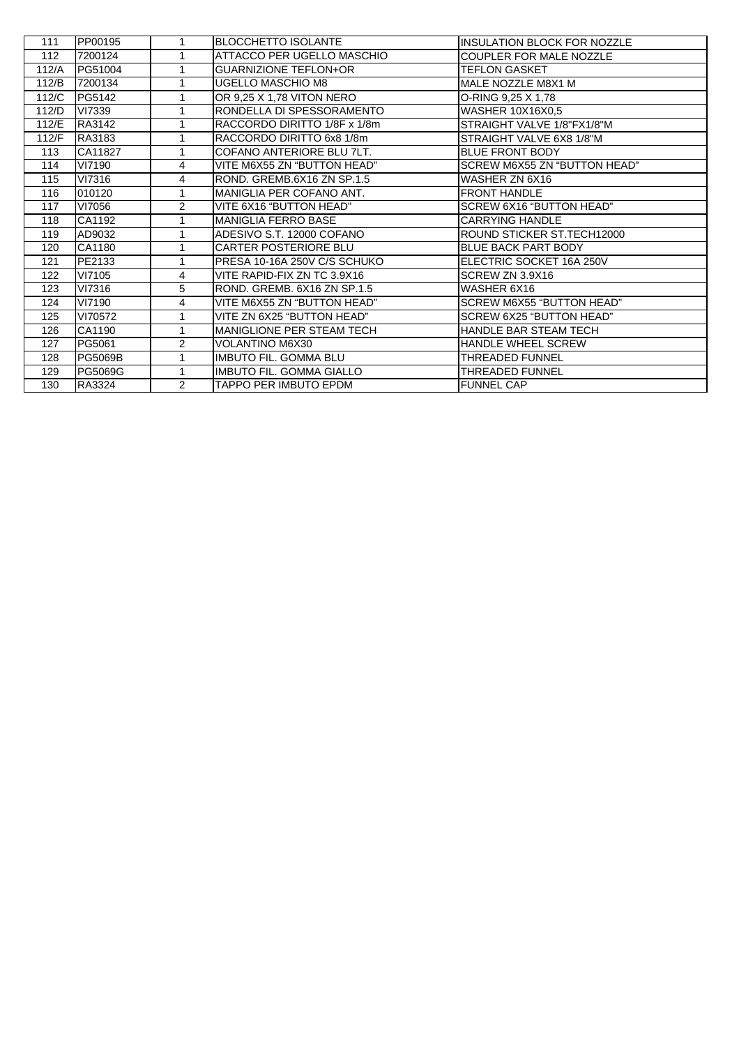| | | | | |
|---|---|---|---|---|
| 111 | PP00195 | 1 | BLOCCHETTO ISOLANTE | INSULATION BLOCK FOR NOZZLE |
| 112 | 7200124 | 1 | ATTACCO PER UGELLO MASCHIO | COUPLER FOR MALE NOZZLE |
| 112/A | PG51004 | 1 | GUARNIZIONE TEFLON+OR | TEFLON GASKET |
| 112/B | 7200134 | 1 | UGELLO MASCHIO M8 | MALE NOZZLE M8X1 M |
| 112/C | PG5142 | 1 | OR 9,25 X 1,78 VITON NERO | O-RING 9,25 X 1,78 |
| 112/D | VI7339 | 1 | RONDELLA DI SPESSORAMENTO | WASHER 10X16X0,5 |
| 112/E | RA3142 | 1 | RACCORDO DIRITTO 1/8F x 1/8m | STRAIGHT VALVE 1/8"FX1/8"M |
| 112/F | RA3183 | 1 | RACCORDO DIRITTO 6x8 1/8m | STRAIGHT VALVE 6X8 1/8"M |
| 113 | CA11827 | 1 | COFANO ANTERIORE BLU 7LT. | BLUE FRONT BODY |
| 114 | VI7190 | 4 | VITE M6X55 ZN "BUTTON HEAD" | SCREW M6X55 ZN "BUTTON HEAD" |
| 115 | VI7316 | 4 | ROND. GREMB.6X16 ZN SP.1.5 | WASHER ZN 6X16 |
| 116 | 010120 | 1 | MANIGLIA PER COFANO ANT. | FRONT HANDLE |
| 117 | VI7056 | 2 | VITE 6X16 "BUTTON HEAD" | SCREW 6X16 "BUTTON HEAD" |
| 118 | CA1192 | 1 | MANIGLIA FERRO BASE | CARRYING HANDLE |
| 119 | AD9032 | 1 | ADESIVO S.T. 12000 COFANO | ROUND STICKER ST.TECH12000 |
| 120 | CA1180 | 1 | CARTER POSTERIORE BLU | BLUE BACK PART BODY |
| 121 | PE2133 | 1 | PRESA 10-16A 250V C/S SCHUKO | ELECTRIC SOCKET 16A 250V |
| 122 | VI7105 | 4 | VITE RAPID-FIX ZN TC 3.9X16 | SCREW ZN 3.9X16 |
| 123 | VI7316 | 5 | ROND. GREMB. 6X16 ZN SP.1.5 | WASHER 6X16 |
| 124 | VI7190 | 4 | VITE M6X55 ZN "BUTTON HEAD" | SCREW M6X55 "BUTTON HEAD" |
| 125 | VI70572 | 1 | VITE ZN 6X25 "BUTTON HEAD" | SCREW 6X25 "BUTTON HEAD" |
| 126 | CA1190 | 1 | MANIGLIONE PER STEAM TECH | HANDLE BAR STEAM TECH |
| 127 | PG5061 | 2 | VOLANTINO M6X30 | HANDLE WHEEL SCREW |
| 128 | PG5069B | 1 | IMBUTO FIL. GOMMA BLU | THREADED FUNNEL |
| 129 | PG5069G | 1 | IMBUTO FIL. GOMMA GIALLO | THREADED FUNNEL |
| 130 | RA3324 | 2 | TAPPO PER IMBUTO EPDM | FUNNEL CAP |